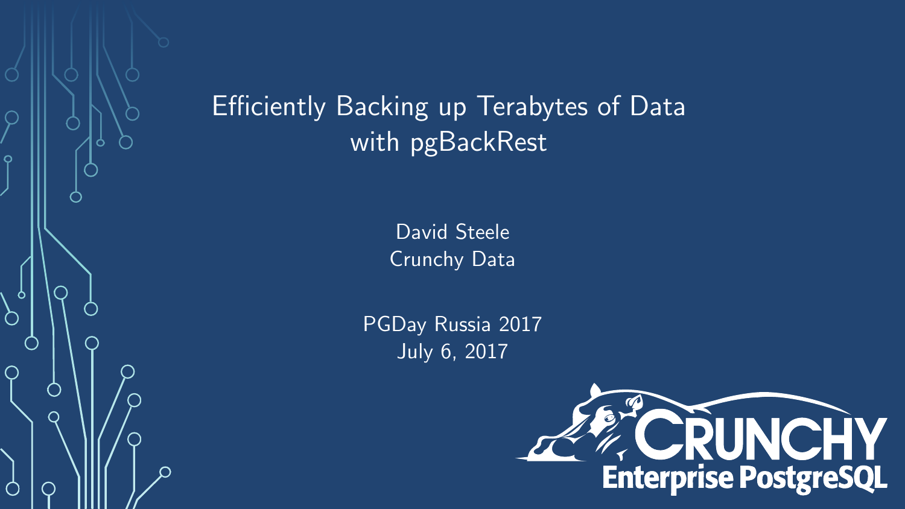# Efficiently Backing up Terabytes of Data with pgBackRest

David Steele
Crunchy Data

PGDay Russia 2017
July 6, 2017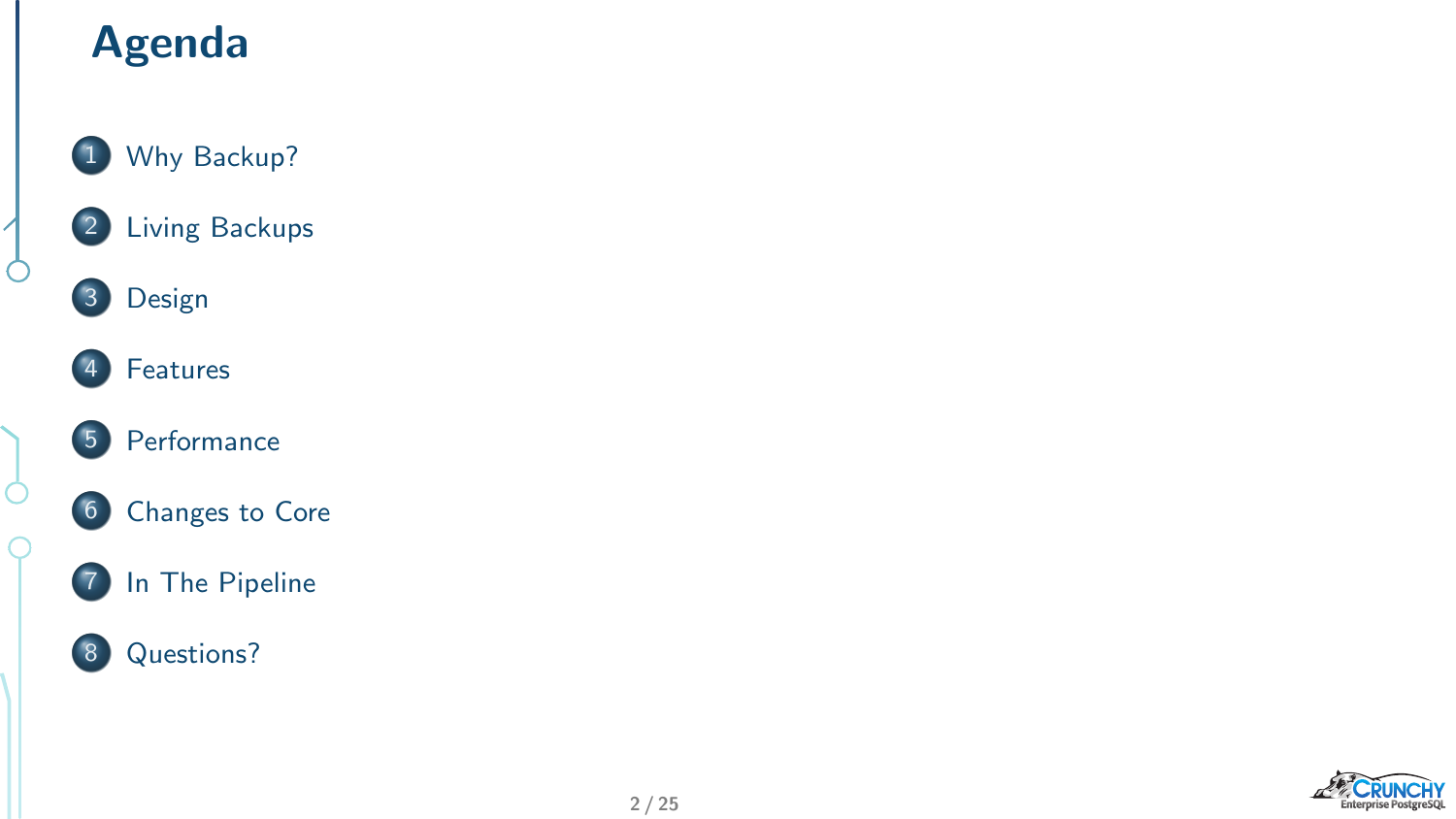# Agenda

1. Why Backup?
2. Living Backups
3. Design
4. Features
5. Performance
6. Changes to Core
7. In The Pipeline
8. Questions?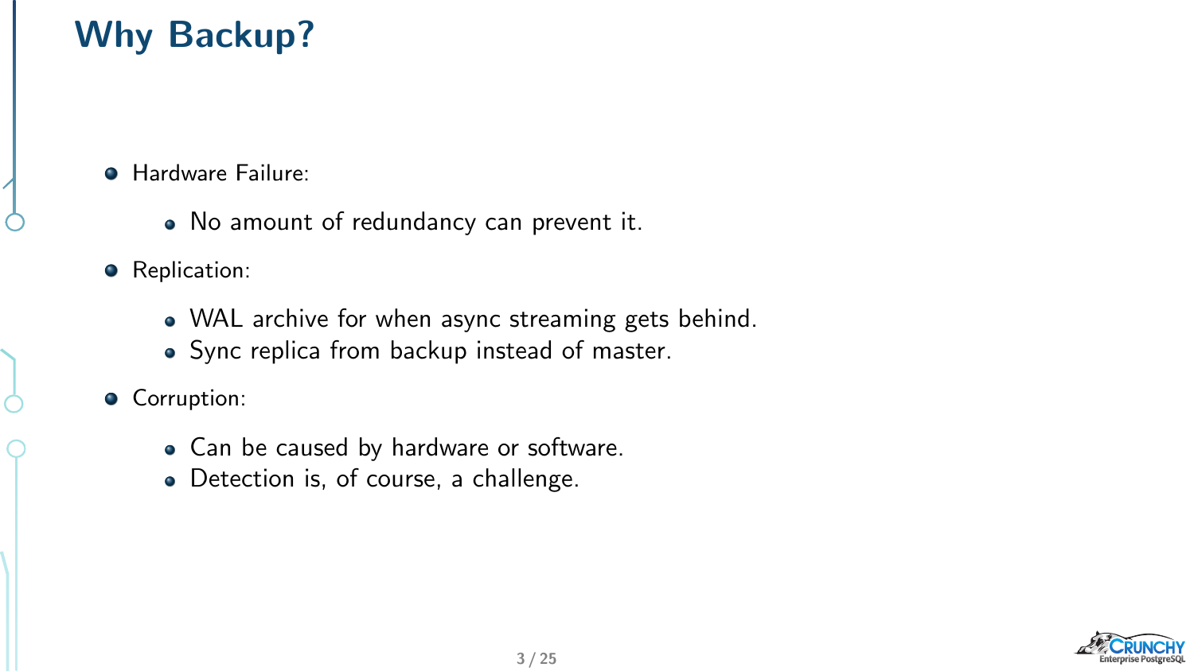# Why Backup?

- Hardware Failure:
  - No amount of redundancy can prevent it.
- Replication:
  - WAL archive for when async streaming gets behind.
  - Sync replica from backup instead of master.
- Corruption:
  - Can be caused by hardware or software.
  - Detection is, of course, a challenge.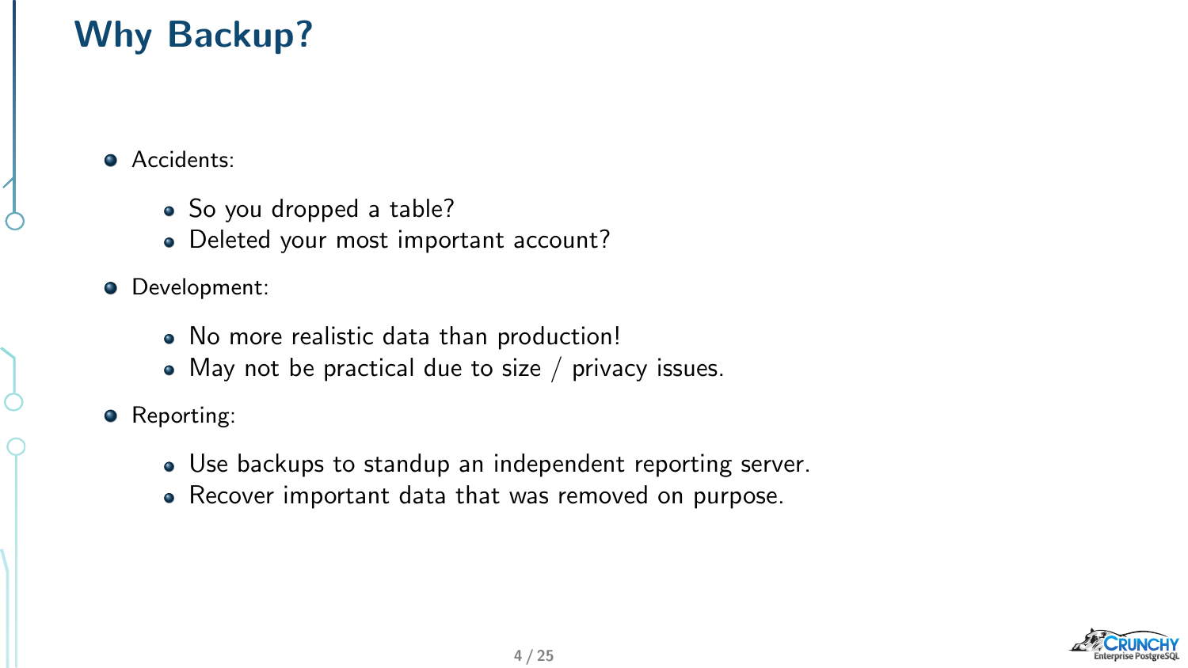# Why Backup?

- Accidents:
  - So you dropped a table?
  - Deleted your most important account?
- Development:
  - No more realistic data than production!
  - May not be practical due to size / privacy issues.
- Reporting:
  - Use backups to standup an independent reporting server.
  - Recover important data that was removed on purpose.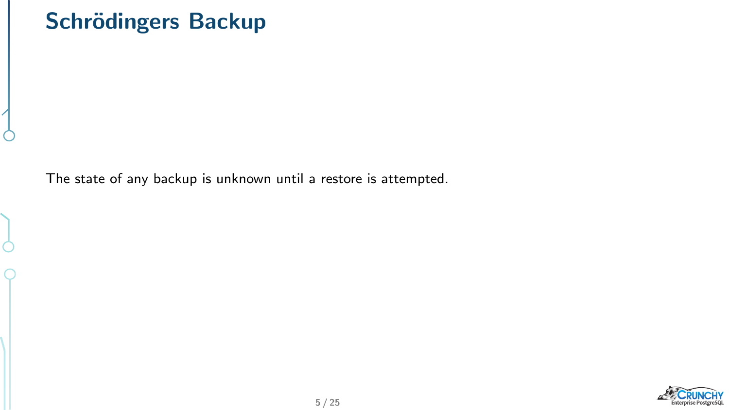# Schrödingers Backup

The state of any backup is unknown until a restore is attempted.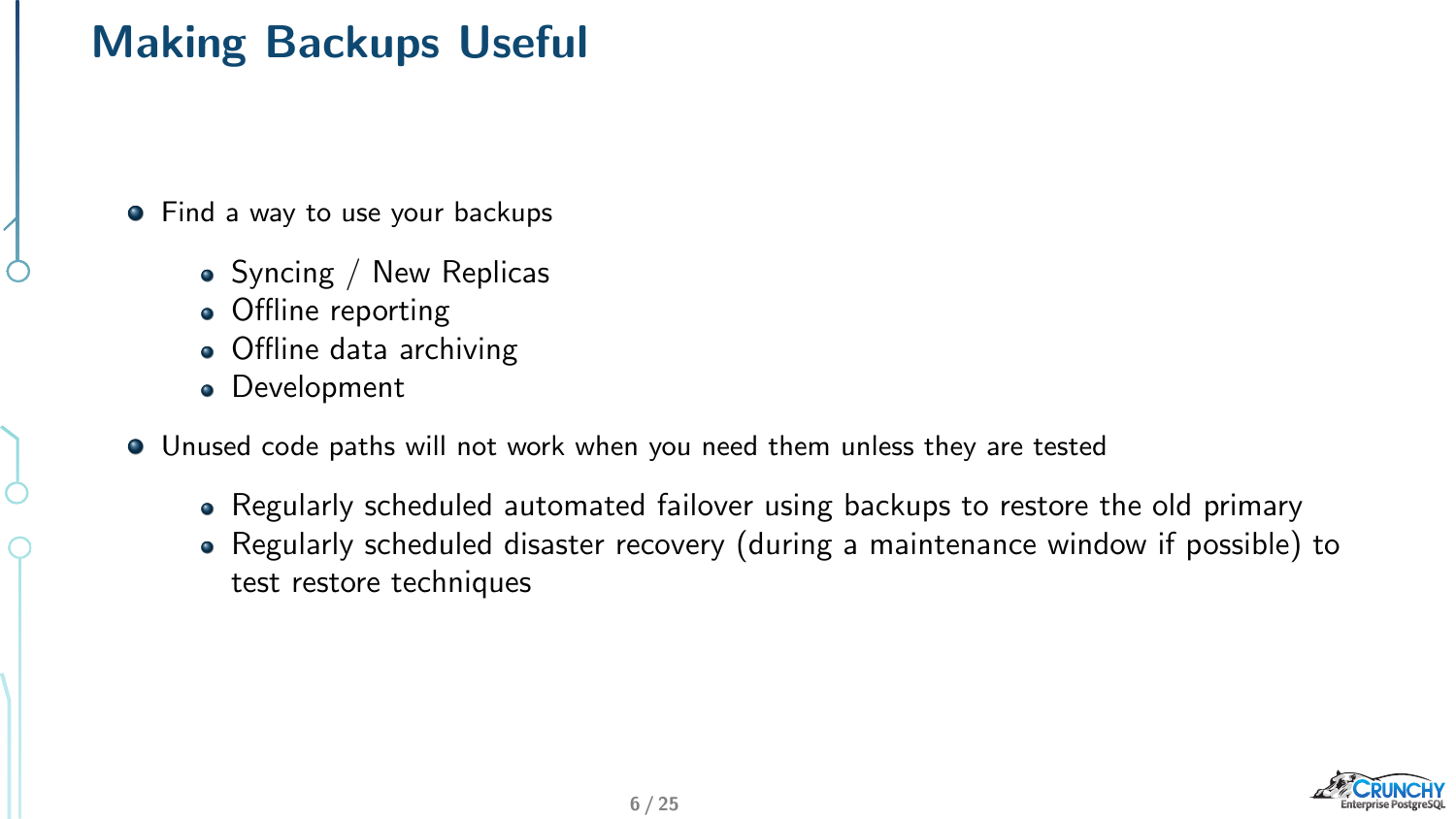# Making Backups Useful

- Find a way to use your backups
  - Syncing / New Replicas
  - Offline reporting
  - Offline data archiving
  - Development
- Unused code paths will not work when you need them unless they are tested
  - Regularly scheduled automated failover using backups to restore the old primary
  - Regularly scheduled disaster recovery (during a maintenance window if possible) to test restore techniques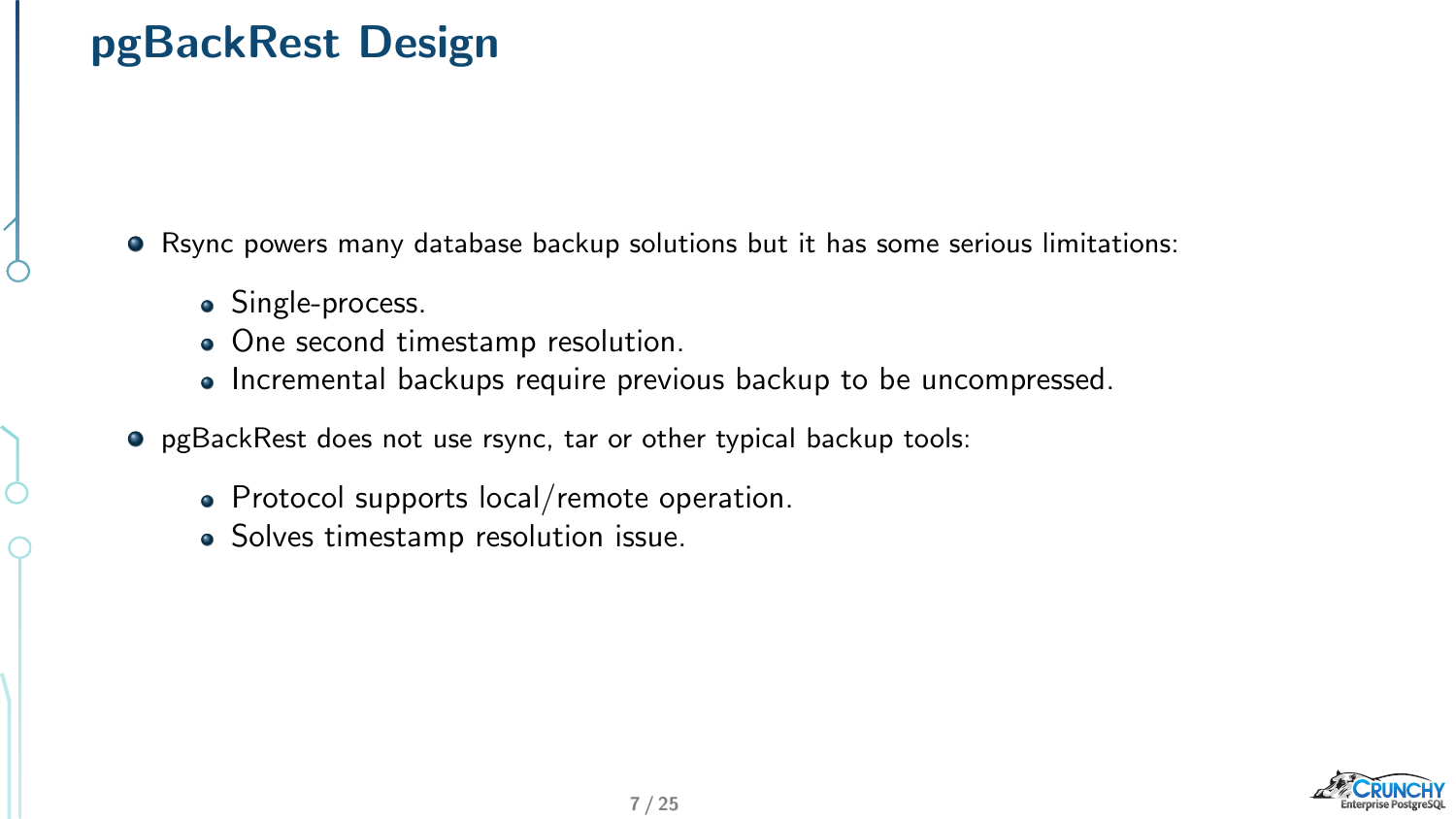# pgBackRest Design

- Rsync powers many database backup solutions but it has some serious limitations:
  - Single-process.
  - One second timestamp resolution.
  - Incremental backups require previous backup to be uncompressed.
- pgBackRest does not use rsync, tar or other typical backup tools:
  - Protocol supports local/remote operation.
  - Solves timestamp resolution issue.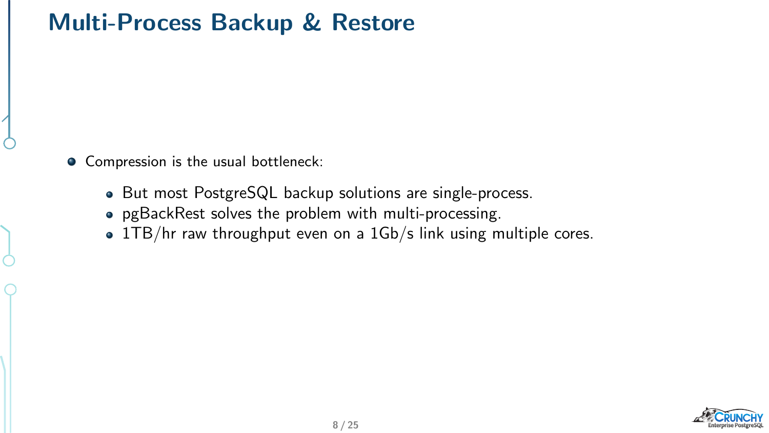# Multi-Process Backup & Restore

- Compression is the usual bottleneck:
  - But most PostgreSQL backup solutions are single-process.
  - pgBackRest solves the problem with multi-processing.
  - 1TB/hr raw throughput even on a 1Gb/s link using multiple cores.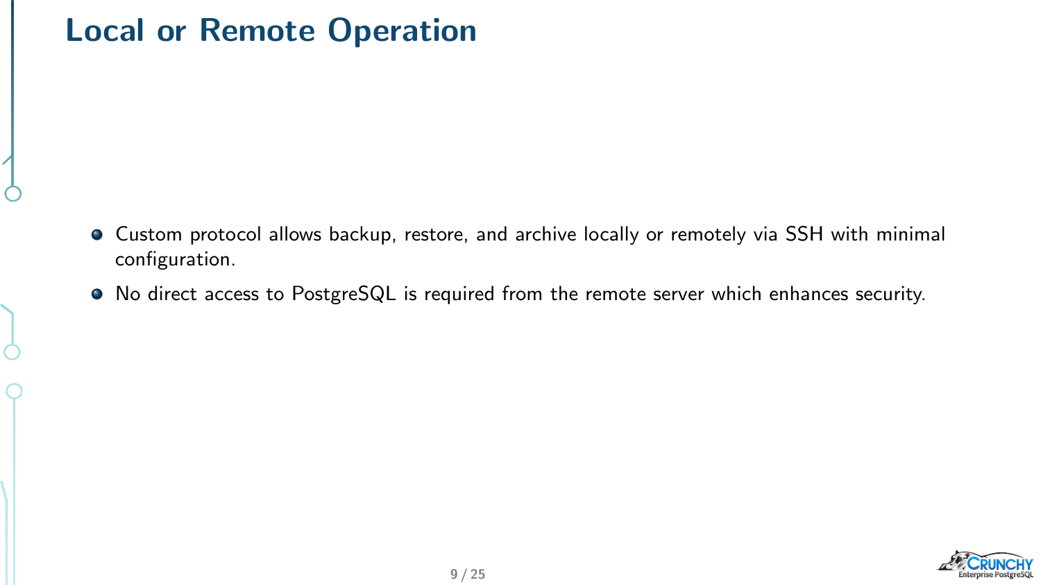# Local or Remote Operation

- Custom protocol allows backup, restore, and archive locally or remotely via SSH with minimal configuration.
- No direct access to PostgreSQL is required from the remote server which enhances security.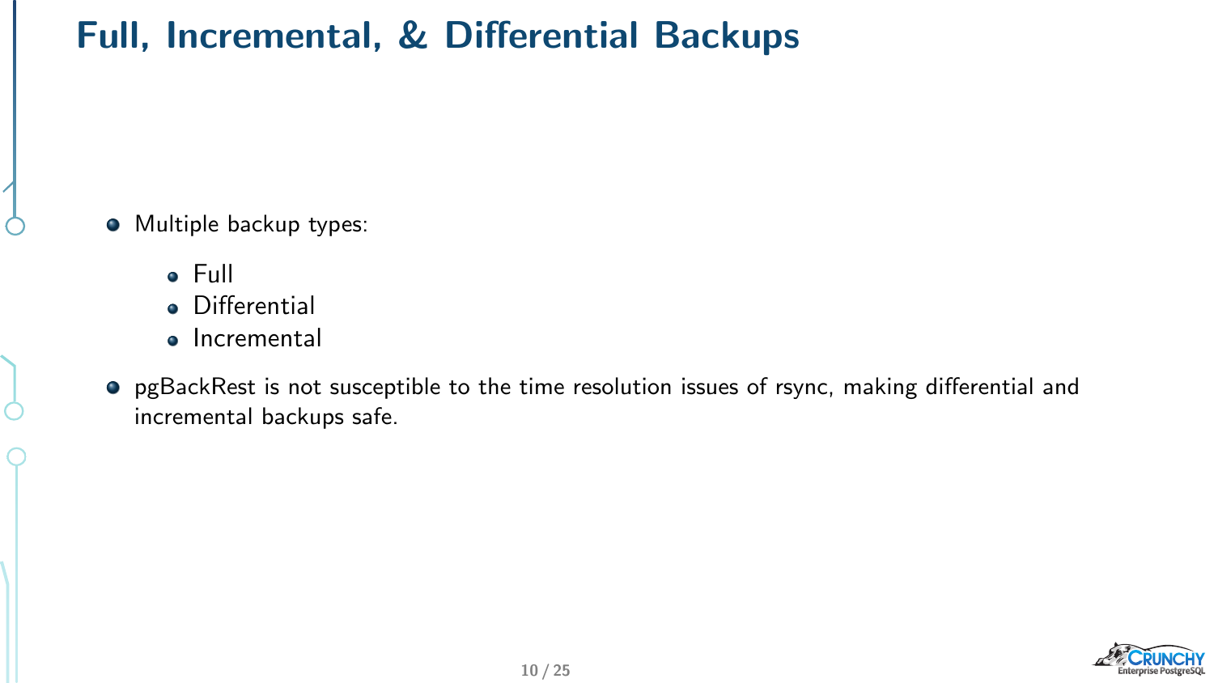# Full, Incremental, & Differential Backups

- Multiple backup types:
  - Full
  - Differential
  - Incremental
- pgBackRest is not susceptible to the time resolution issues of rsync, making differential and incremental backups safe.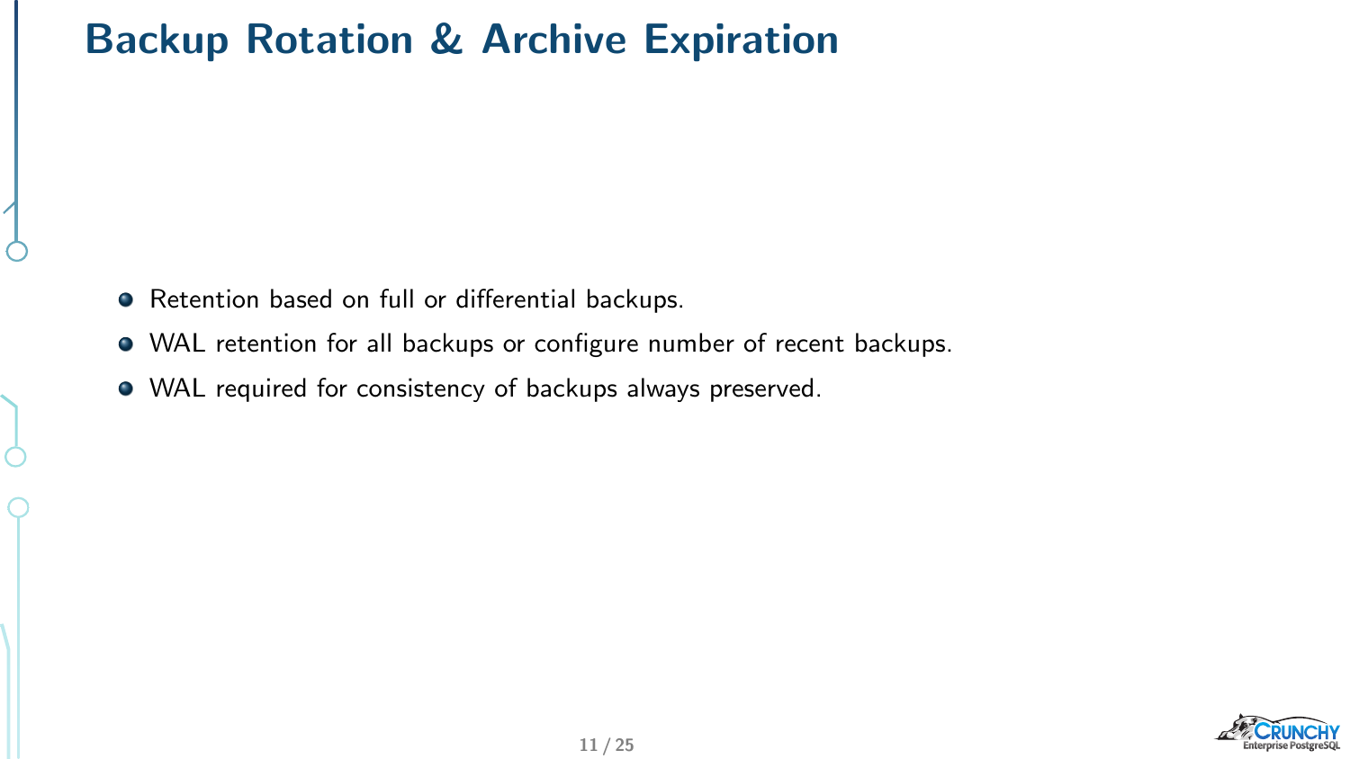# Backup Rotation & Archive Expiration

- Retention based on full or differential backups.
- WAL retention for all backups or configure number of recent backups.
- WAL required for consistency of backups always preserved.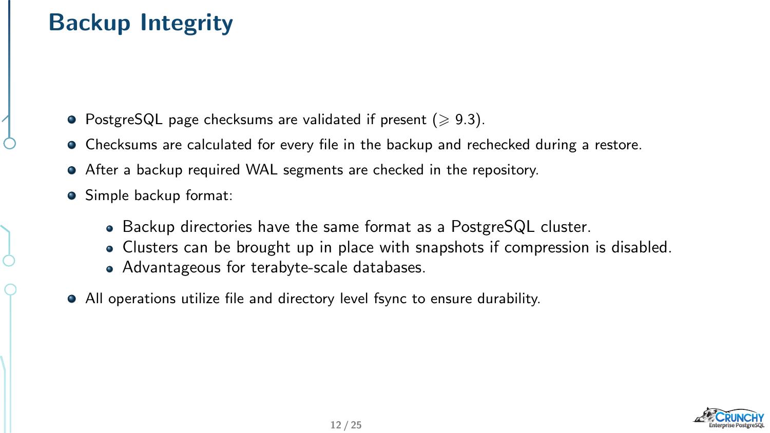# Backup Integrity

- PostgreSQL page checksums are validated if present ($\geqslant$ 9.3).
- Checksums are calculated for every file in the backup and rechecked during a restore.
- After a backup required WAL segments are checked in the repository.
- Simple backup format:
  - Backup directories have the same format as a PostgreSQL cluster.
  - Clusters can be brought up in place with snapshots if compression is disabled.
  - Advantageous for terabyte-scale databases.
- All operations utilize file and directory level fsync to ensure durability.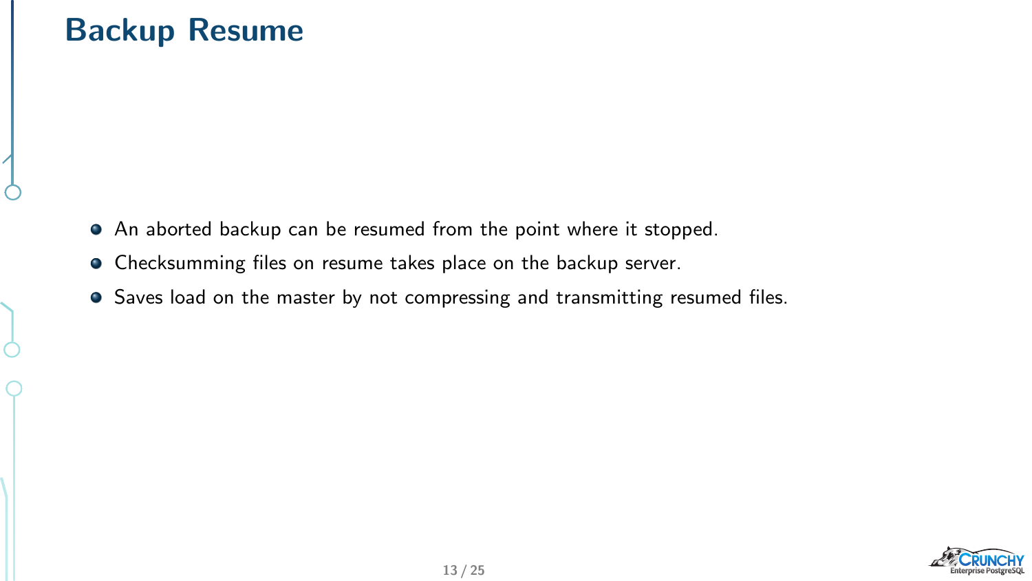# Backup Resume

- An aborted backup can be resumed from the point where it stopped.
- Checksumming files on resume takes place on the backup server.
- Saves load on the master by not compressing and transmitting resumed files.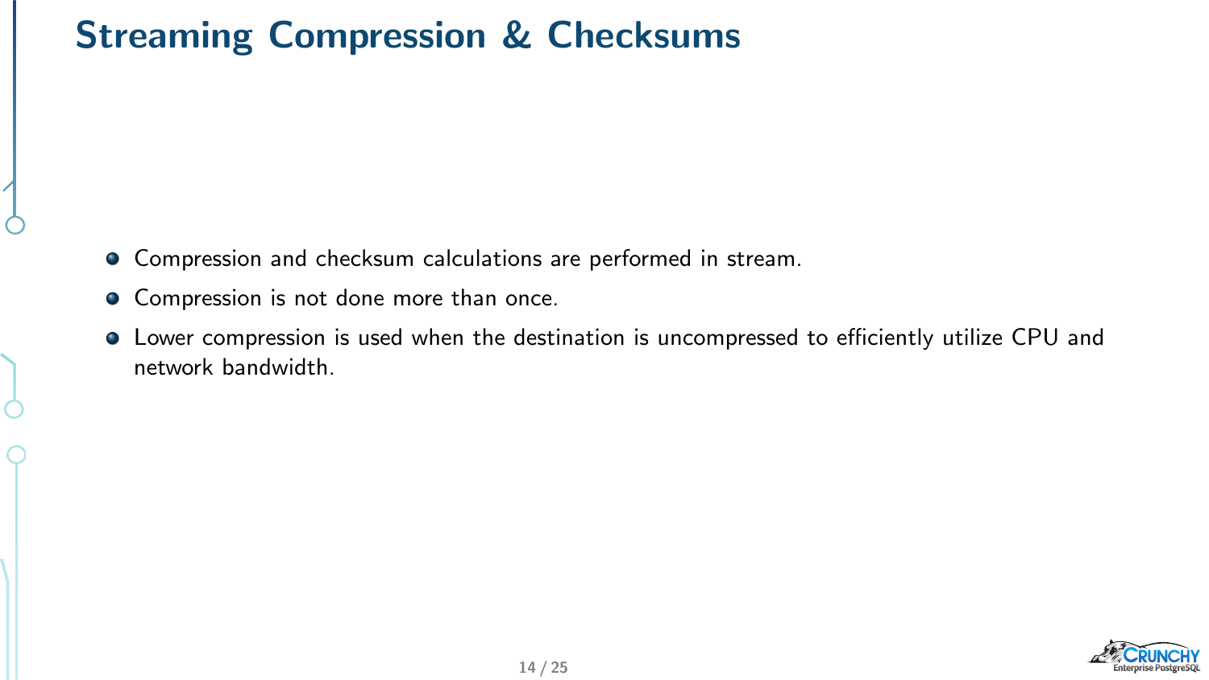# Streaming Compression & Checksums

- Compression and checksum calculations are performed in stream.
- Compression is not done more than once.
- Lower compression is used when the destination is uncompressed to efficiently utilize CPU and network bandwidth.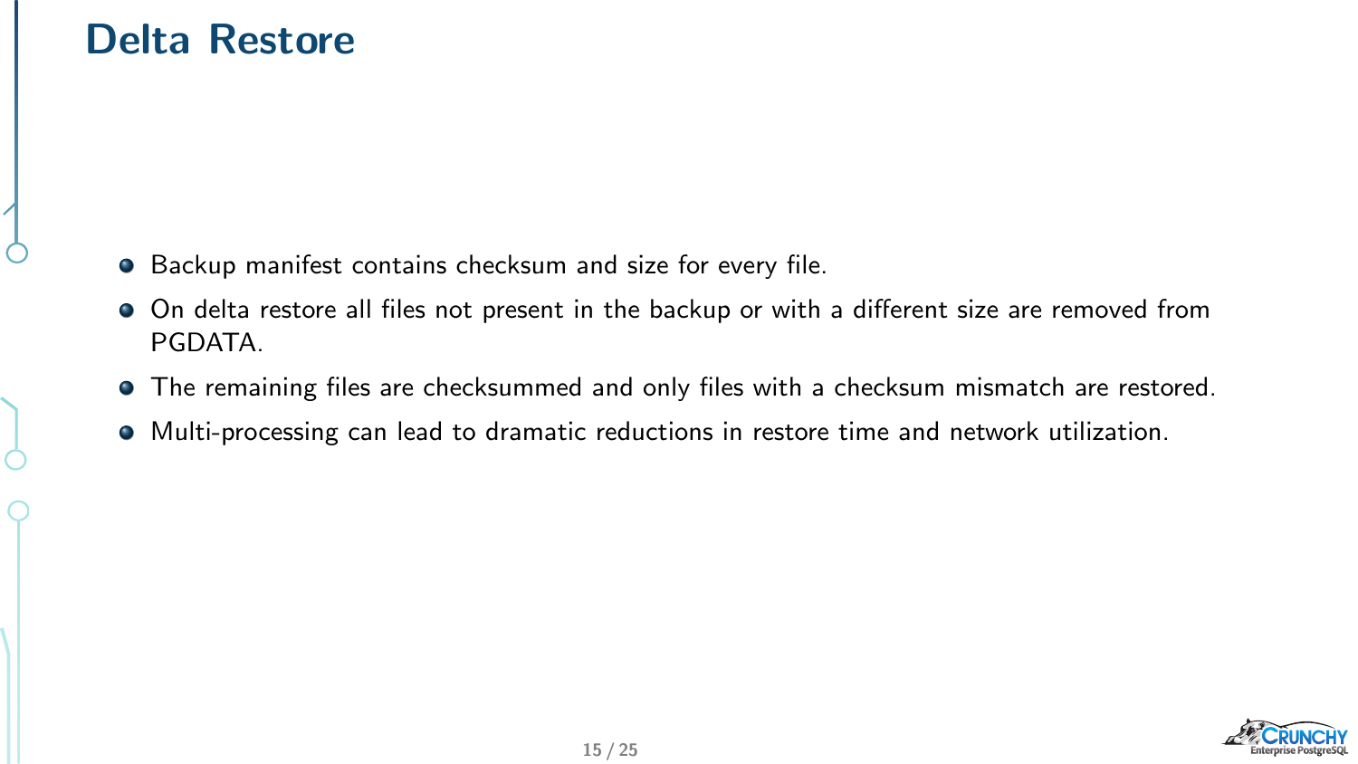# Delta Restore

- Backup manifest contains checksum and size for every file.
- On delta restore all files not present in the backup or with a different size are removed from PGDATA.
- The remaining files are checksummed and only files with a checksum mismatch are restored.
- Multi-processing can lead to dramatic reductions in restore time and network utilization.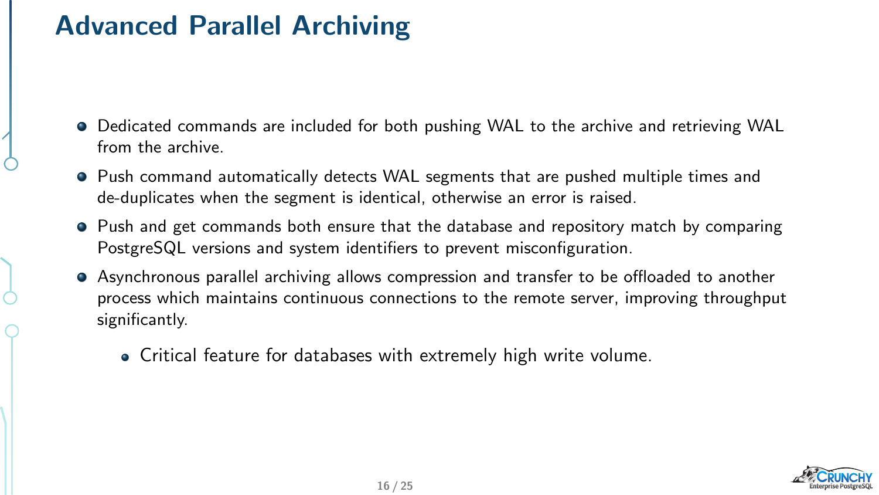# Advanced Parallel Archiving

- Dedicated commands are included for both pushing WAL to the archive and retrieving WAL from the archive.
- Push command automatically detects WAL segments that are pushed multiple times and de-duplicates when the segment is identical, otherwise an error is raised.
- Push and get commands both ensure that the database and repository match by comparing PostgreSQL versions and system identifiers to prevent misconfiguration.
- Asynchronous parallel archiving allows compression and transfer to be offloaded to another process which maintains continuous connections to the remote server, improving throughput significantly.
  - Critical feature for databases with extremely high write volume.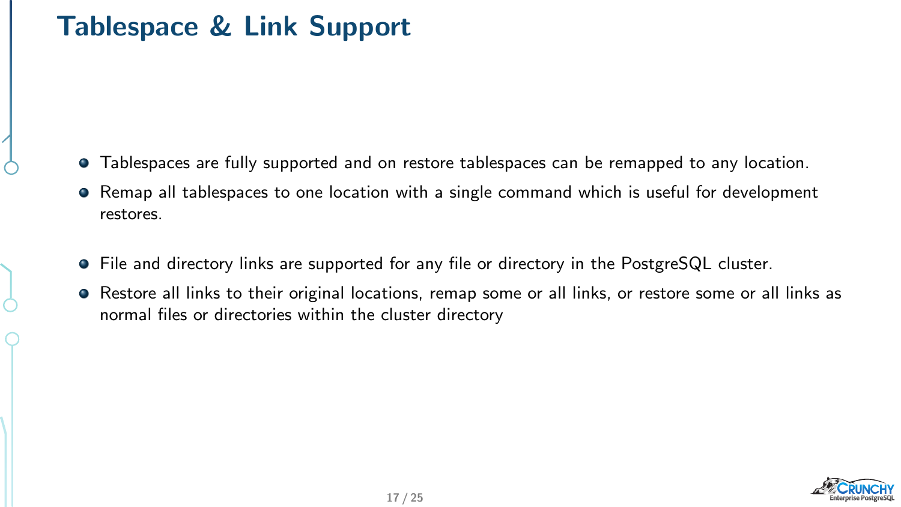# Tablespace & Link Support

- Tablespaces are fully supported and on restore tablespaces can be remapped to any location.
- Remap all tablespaces to one location with a single command which is useful for development restores.

- File and directory links are supported for any file or directory in the PostgreSQL cluster.
- Restore all links to their original locations, remap some or all links, or restore some or all links as normal files or directories within the cluster directory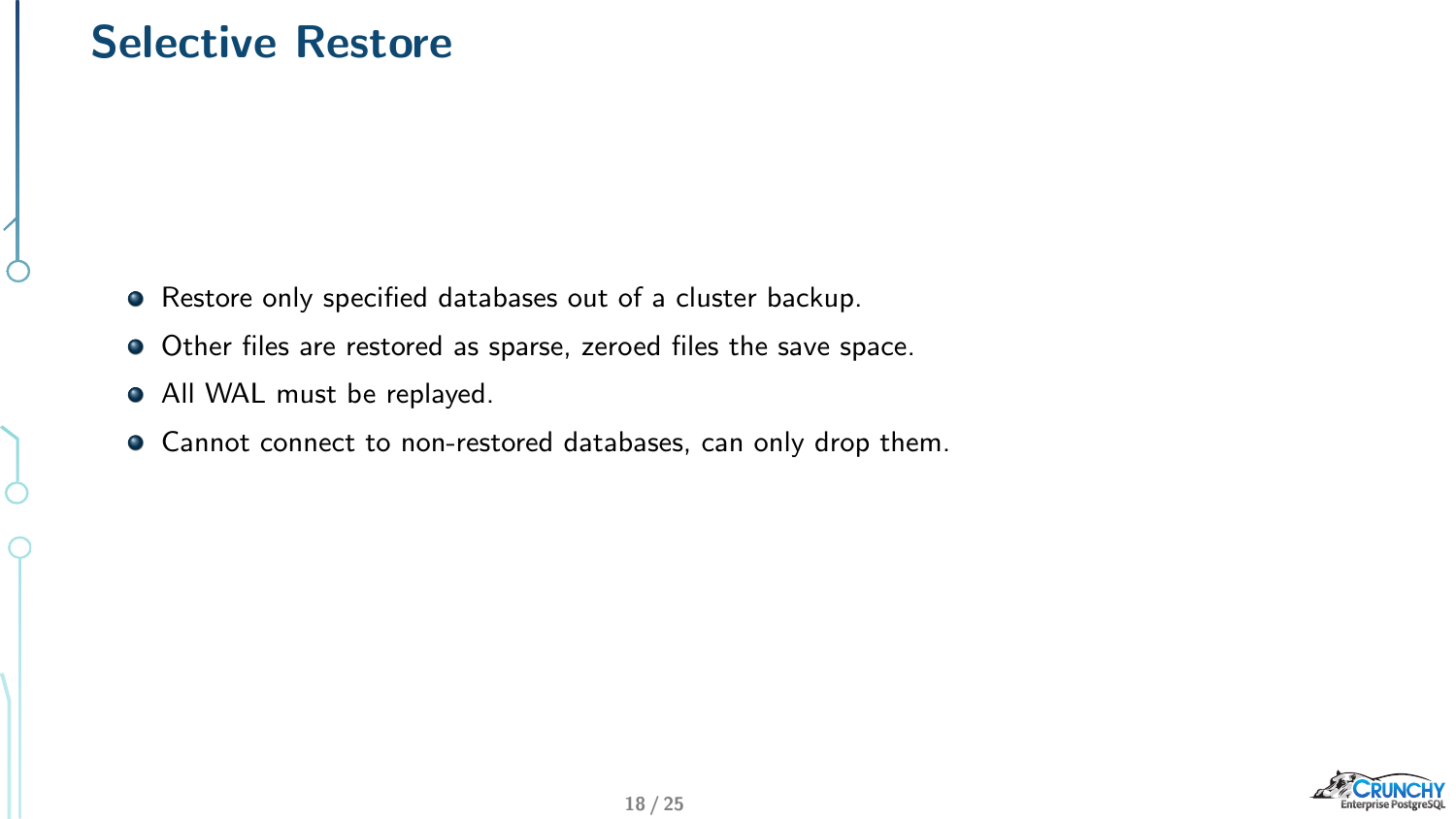# Selective Restore

- Restore only specified databases out of a cluster backup.
- Other files are restored as sparse, zeroed files the save space.
- All WAL must be replayed.
- Cannot connect to non-restored databases, can only drop them.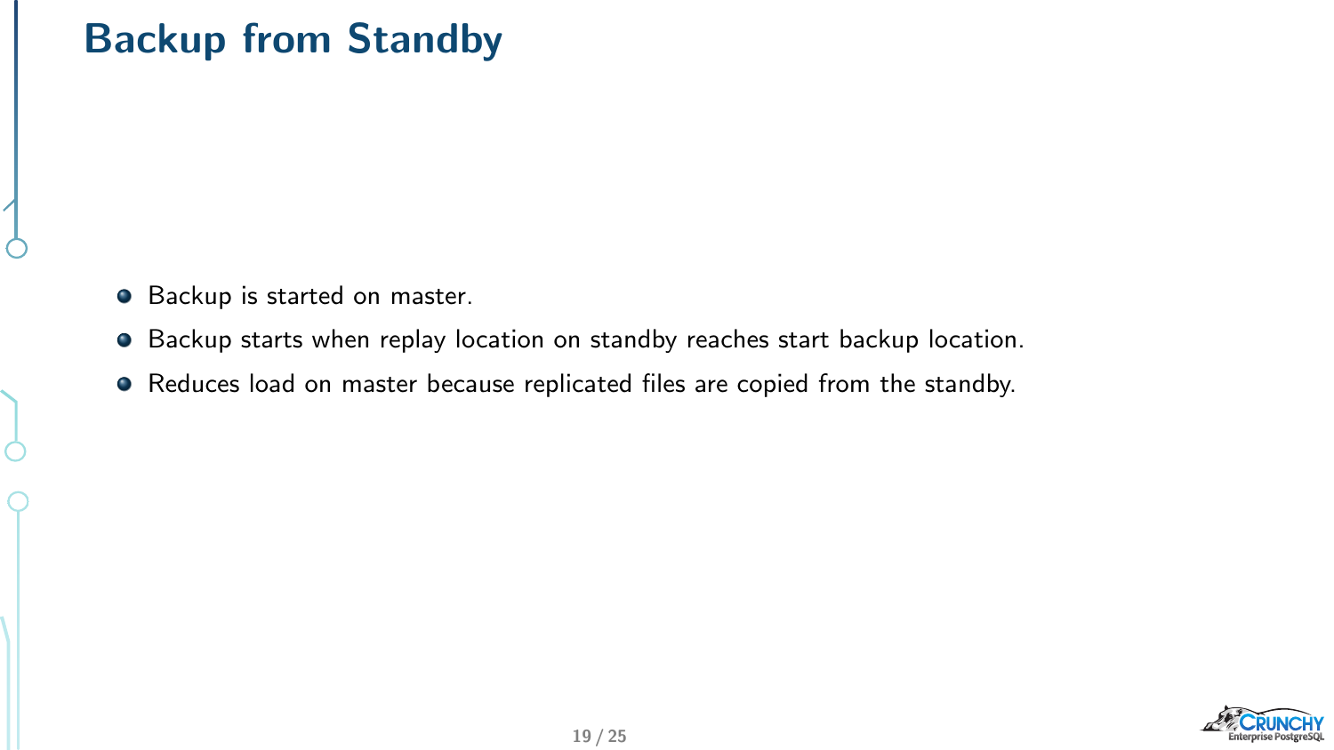# Backup from Standby

- Backup is started on master.
- Backup starts when replay location on standby reaches start backup location.
- Reduces load on master because replicated files are copied from the standby.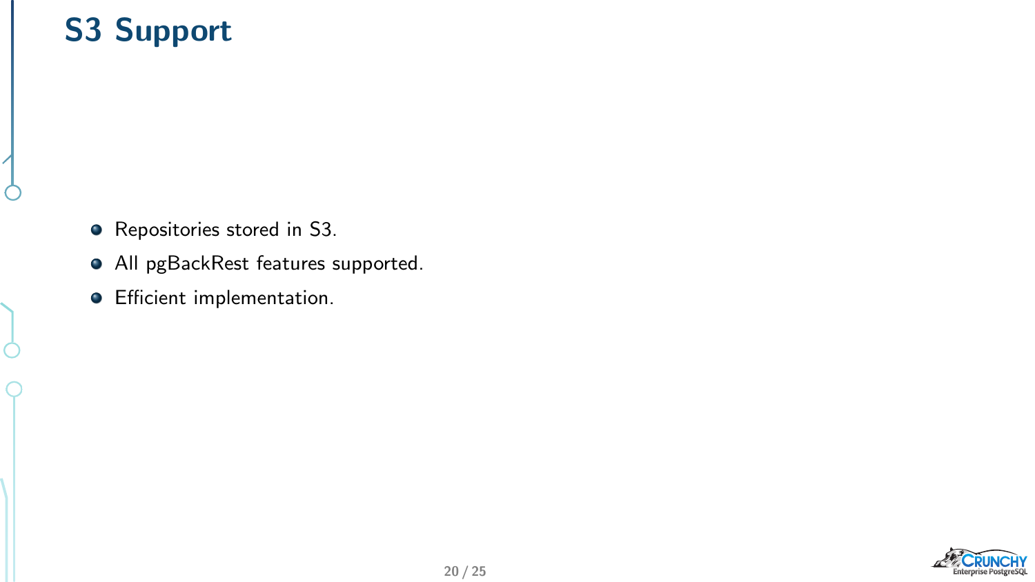# S3 Support

- Repositories stored in S3.
- All pgBackRest features supported.
- Efficient implementation.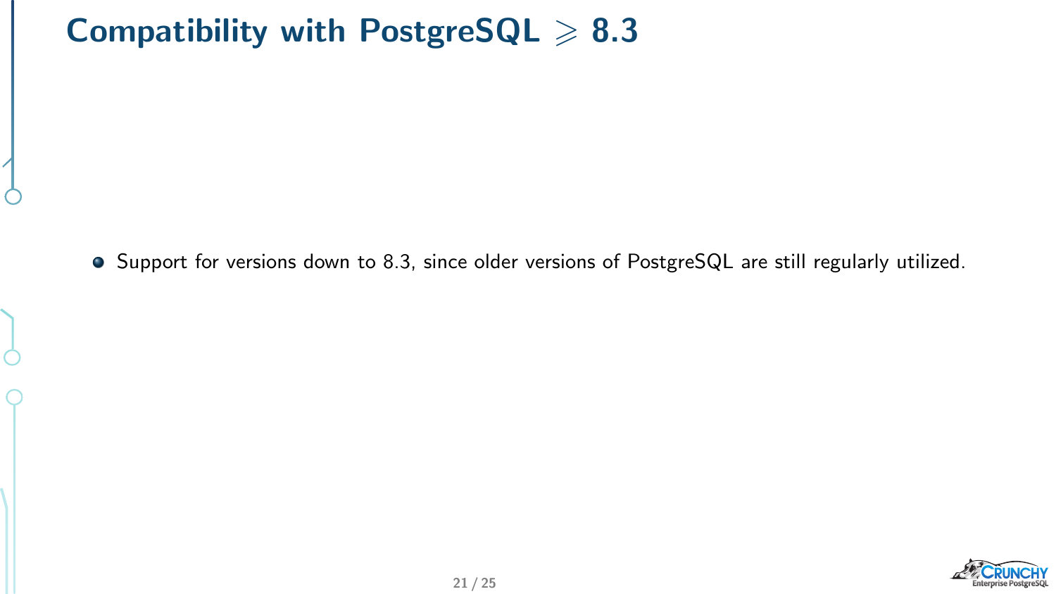# Compatibility with PostgreSQL $\geqslant$ 8.3

- Support for versions down to 8.3, since older versions of PostgreSQL are still regularly utilized.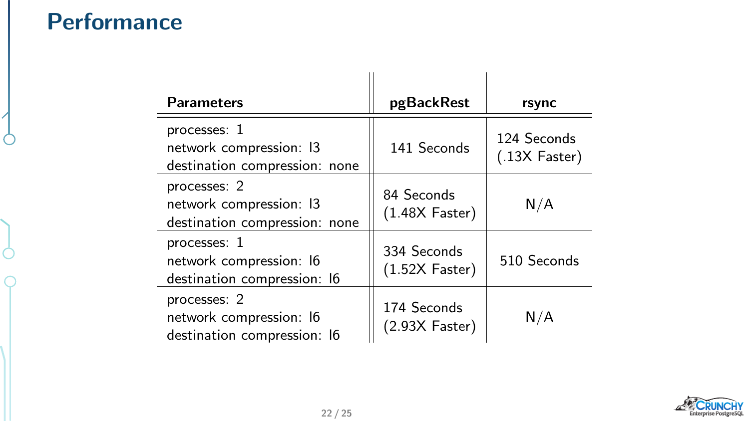# Performance

| Parameters | pgBackRest | rsync |
|---|---|---|
| processes: 1<br>network compression: l3<br>destination compression: none | 141 Seconds | 124 Seconds<br>(.13X Faster) |
| processes: 2<br>network compression: l3<br>destination compression: none | 84 Seconds<br>(1.48X Faster) | N/A |
| processes: 1<br>network compression: l6<br>destination compression: l6 | 334 Seconds<br>(1.52X Faster) | 510 Seconds |
| processes: 2<br>network compression: l6<br>destination compression: l6 | 174 Seconds<br>(2.93X Faster) | N/A |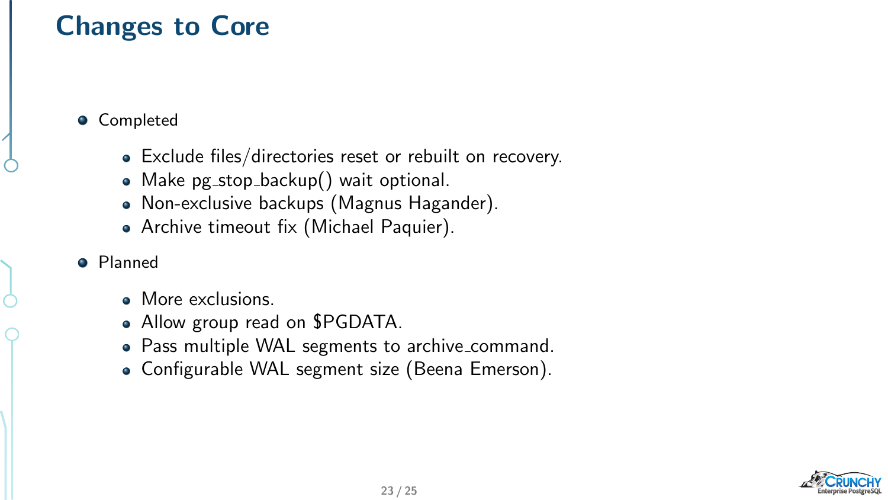# Changes to Core

- Completed
  - Exclude files/directories reset or rebuilt on recovery.
  - Make pg_stop_backup() wait optional.
  - Non-exclusive backups (Magnus Hagander).
  - Archive timeout fix (Michael Paquier).
- Planned
  - More exclusions.
  - Allow group read on $PGDATA.
  - Pass multiple WAL segments to archive_command.
  - Configurable WAL segment size (Beena Emerson).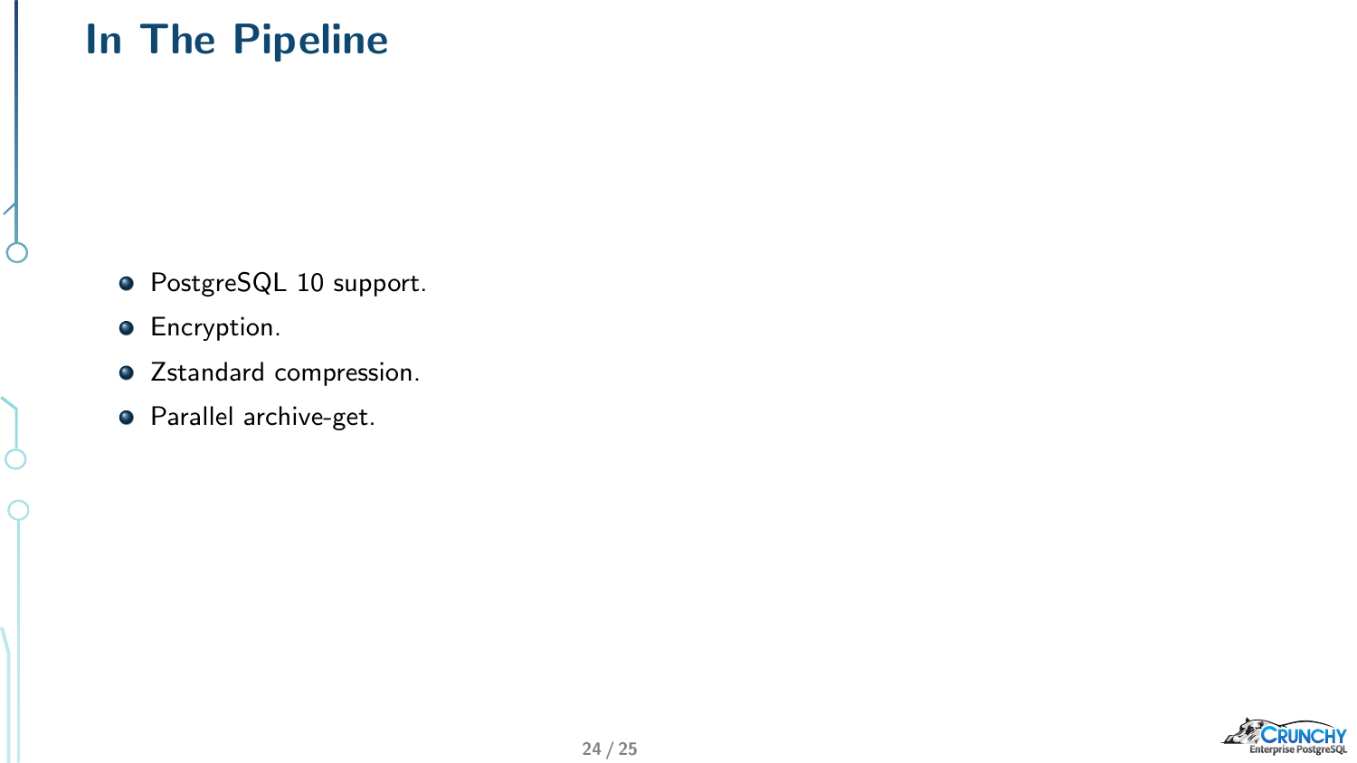# In The Pipeline

- PostgreSQL 10 support.
- Encryption.
- Zstandard compression.
- Parallel archive-get.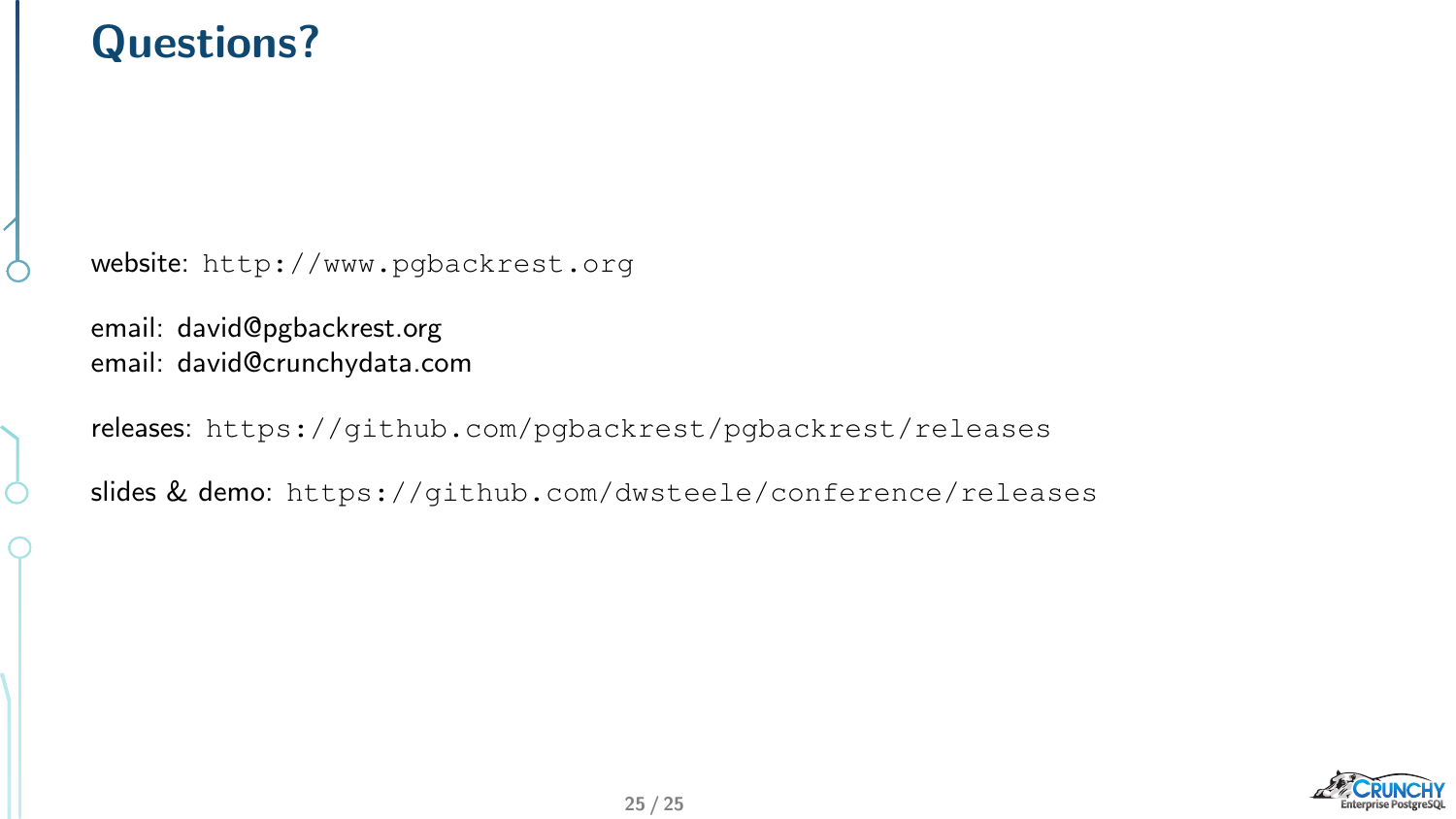# Questions?

website: `http://www.pgbackrest.org`

email: david@pgbackrest.org
email: david@crunchydata.com

releases: `https://github.com/pgbackrest/pgbackrest/releases`

slides & demo: `https://github.com/dwsteele/conference/releases`